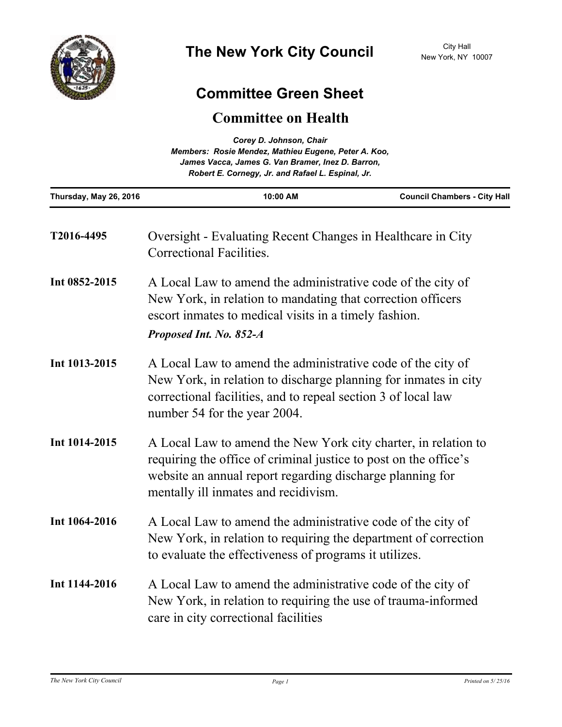# The New York City Council

City Hall
New York, NY 10007

## Committee Green Sheet

### Committee on Health

*Corey D. Johnson, Chair*
*Members: Rosie Mendez, Mathieu Eugene, Peter A. Koo, James Vacca, James G. Van Bramer, Inez D. Barron, Robert E. Cornegy, Jr. and Rafael L. Espinal, Jr.*

| Thursday, May 26, 2016 | 10:00 AM | Council Chambers - City Hall |
| --- | --- | --- |

**T2016-4495** Oversight - Evaluating Recent Changes in Healthcare in City Correctional Facilities.

**Int 0852-2015** A Local Law to amend the administrative code of the city of New York, in relation to mandating that correction officers escort inmates to medical visits in a timely fashion.

***Proposed Int. No. 852-A***

**Int 1013-2015** A Local Law to amend the administrative code of the city of New York, in relation to discharge planning for inmates in city correctional facilities, and to repeal section 3 of local law number 54 for the year 2004.

**Int 1014-2015** A Local Law to amend the New York city charter, in relation to requiring the office of criminal justice to post on the office's website an annual report regarding discharge planning for mentally ill inmates and recidivism.

**Int 1064-2016** A Local Law to amend the administrative code of the city of New York, in relation to requiring the department of correction to evaluate the effectiveness of programs it utilizes.

**Int 1144-2016** A Local Law to amend the administrative code of the city of New York, in relation to requiring the use of trauma-informed care in city correctional facilities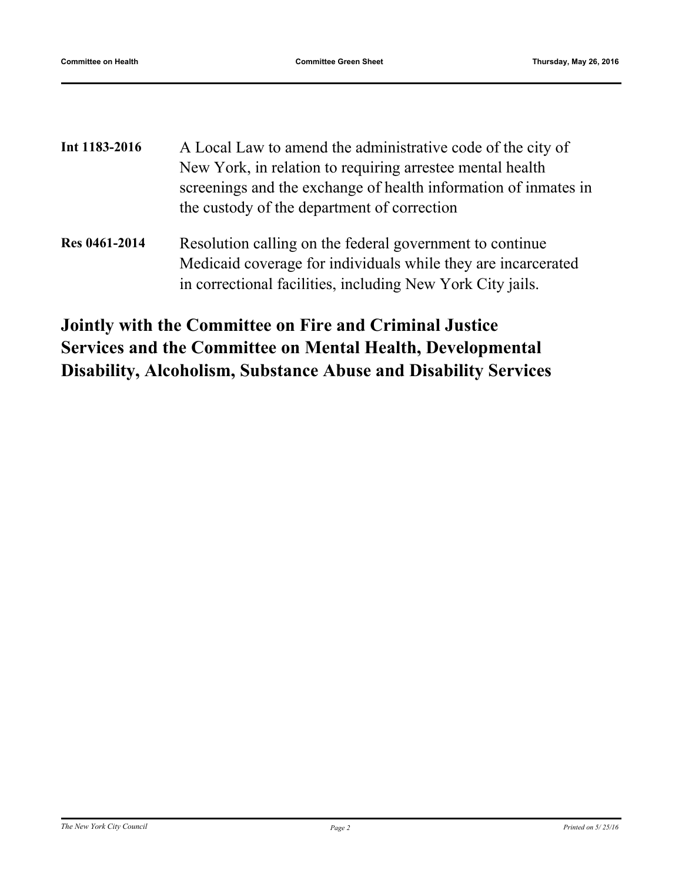**Int 1183-2016** A Local Law to amend the administrative code of the city of New York, in relation to requiring arrestee mental health screenings and the exchange of health information of inmates in the custody of the department of correction

**Res 0461-2014** Resolution calling on the federal government to continue Medicaid coverage for individuals while they are incarcerated in correctional facilities, including New York City jails.

## Jointly with the Committee on Fire and Criminal Justice Services and the Committee on Mental Health, Developmental Disability, Alcoholism, Substance Abuse and Disability Services